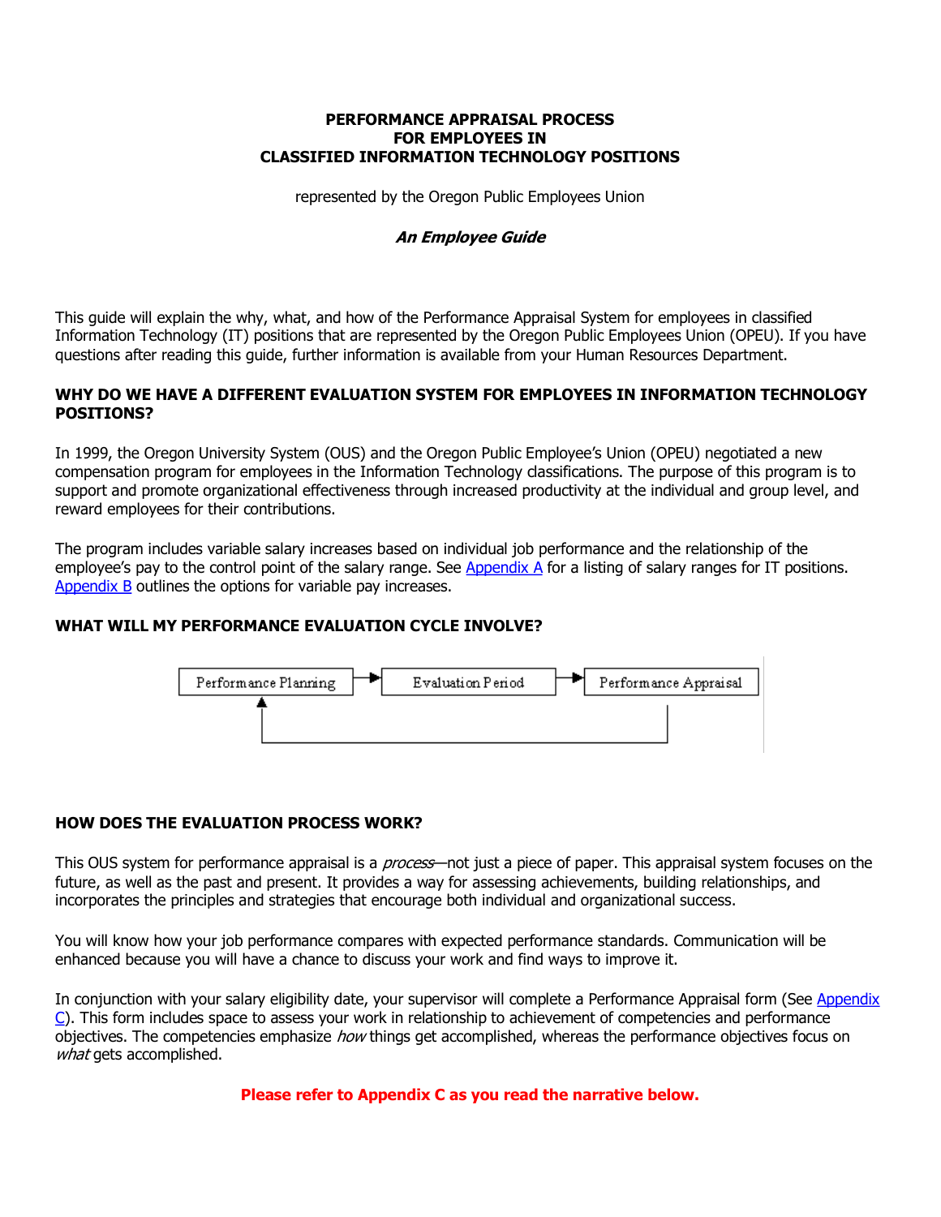**PERFORMANCE APPRAISAL PROCESS**
**FOR EMPLOYEES IN**
**CLASSIFIED INFORMATION TECHNOLOGY POSITIONS**

represented by the Oregon Public Employees Union

***An Employee Guide***

This guide will explain the why, what, and how of the Performance Appraisal System for employees in classified Information Technology (IT) positions that are represented by the Oregon Public Employees Union (OPEU). If you have questions after reading this guide, further information is available from your Human Resources Department.

## WHY DO WE HAVE A DIFFERENT EVALUATION SYSTEM FOR EMPLOYEES IN INFORMATION TECHNOLOGY POSITIONS?

In 1999, the Oregon University System (OUS) and the Oregon Public Employee's Union (OPEU) negotiated a new compensation program for employees in the Information Technology classifications. The purpose of this program is to support and promote organizational effectiveness through increased productivity at the individual and group level, and reward employees for their contributions.

The program includes variable salary increases based on individual job performance and the relationship of the employee's pay to the control point of the salary range. See Appendix A for a listing of salary ranges for IT positions. Appendix B outlines the options for variable pay increases.

## WHAT WILL MY PERFORMANCE EVALUATION CYCLE INVOLVE?

Performance Planning → Evaluation Period → Performance Appraisal → (back to Performance Planning)

## HOW DOES THE EVALUATION PROCESS WORK?

This OUS system for performance appraisal is a *process*—not just a piece of paper. This appraisal system focuses on the future, as well as the past and present. It provides a way for assessing achievements, building relationships, and incorporates the principles and strategies that encourage both individual and organizational success.

You will know how your job performance compares with expected performance standards. Communication will be enhanced because you will have a chance to discuss your work and find ways to improve it.

In conjunction with your salary eligibility date, your supervisor will complete a Performance Appraisal form (See Appendix C). This form includes space to assess your work in relationship to achievement of competencies and performance objectives. The competencies emphasize *how* things get accomplished, whereas the performance objectives focus on *what* gets accomplished.

**Please refer to Appendix C as you read the narrative below.**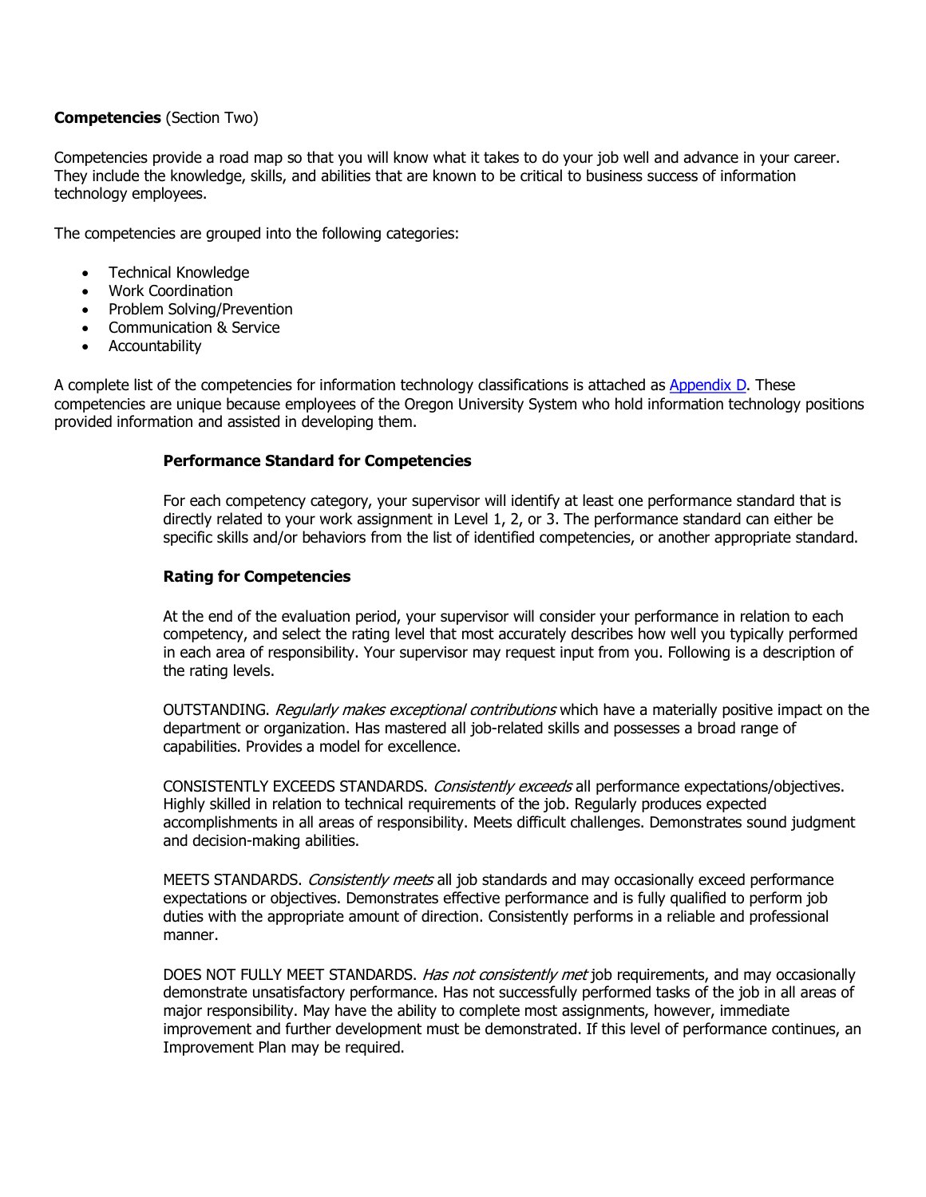**Competencies** (Section Two)

Competencies provide a road map so that you will know what it takes to do your job well and advance in your career. They include the knowledge, skills, and abilities that are known to be critical to business success of information technology employees.

The competencies are grouped into the following categories:

- Technical Knowledge
- Work Coordination
- Problem Solving/Prevention
- Communication & Service
- Accountability

A complete list of the competencies for information technology classifications is attached as Appendix D. These competencies are unique because employees of the Oregon University System who hold information technology positions provided information and assisted in developing them.

**Performance Standard for Competencies**

For each competency category, your supervisor will identify at least one performance standard that is directly related to your work assignment in Level 1, 2, or 3. The performance standard can either be specific skills and/or behaviors from the list of identified competencies, or another appropriate standard.

**Rating for Competencies**

At the end of the evaluation period, your supervisor will consider your performance in relation to each competency, and select the rating level that most accurately describes how well you typically performed in each area of responsibility. Your supervisor may request input from you. Following is a description of the rating levels.

OUTSTANDING. *Regularly makes exceptional contributions* which have a materially positive impact on the department or organization. Has mastered all job-related skills and possesses a broad range of capabilities. Provides a model for excellence.

CONSISTENTLY EXCEEDS STANDARDS. *Consistently exceeds* all performance expectations/objectives. Highly skilled in relation to technical requirements of the job. Regularly produces expected accomplishments in all areas of responsibility. Meets difficult challenges. Demonstrates sound judgment and decision-making abilities.

MEETS STANDARDS. *Consistently meets* all job standards and may occasionally exceed performance expectations or objectives. Demonstrates effective performance and is fully qualified to perform job duties with the appropriate amount of direction. Consistently performs in a reliable and professional manner.

DOES NOT FULLY MEET STANDARDS. *Has not consistently met* job requirements, and may occasionally demonstrate unsatisfactory performance. Has not successfully performed tasks of the job in all areas of major responsibility. May have the ability to complete most assignments, however, immediate improvement and further development must be demonstrated. If this level of performance continues, an Improvement Plan may be required.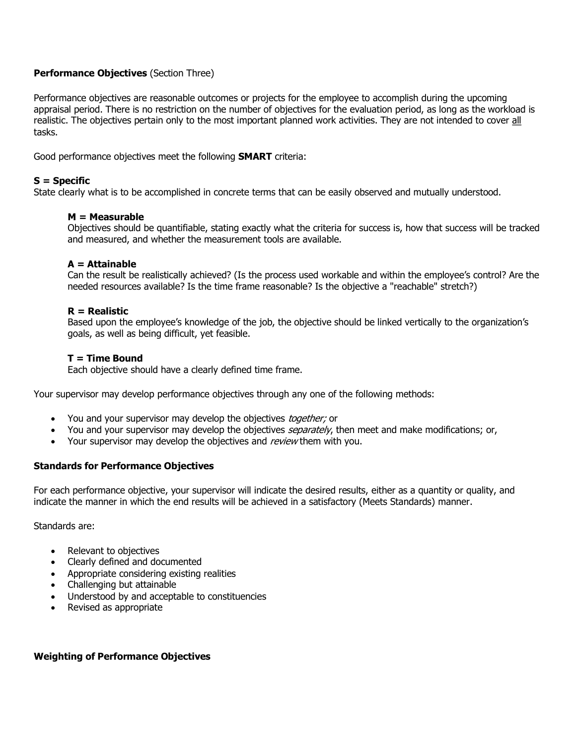**Performance Objectives** (Section Three)

Performance objectives are reasonable outcomes or projects for the employee to accomplish during the upcoming appraisal period. There is no restriction on the number of objectives for the evaluation period, as long as the workload is realistic. The objectives pertain only to the most important planned work activities. They are not intended to cover all tasks.

Good performance objectives meet the following **SMART** criteria:

**S = Specific**
State clearly what is to be accomplished in concrete terms that can be easily observed and mutually understood.

**M = Measurable**
Objectives should be quantifiable, stating exactly what the criteria for success is, how that success will be tracked and measured, and whether the measurement tools are available.

**A = Attainable**
Can the result be realistically achieved? (Is the process used workable and within the employee's control? Are the needed resources available? Is the time frame reasonable? Is the objective a "reachable" stretch?)

**R = Realistic**
Based upon the employee's knowledge of the job, the objective should be linked vertically to the organization's goals, as well as being difficult, yet feasible.

**T = Time Bound**
Each objective should have a clearly defined time frame.

Your supervisor may develop performance objectives through any one of the following methods:

- You and your supervisor may develop the objectives *together;* or
- You and your supervisor may develop the objectives *separately*, then meet and make modifications; or,
- Your supervisor may develop the objectives and *review* them with you.

**Standards for Performance Objectives**

For each performance objective, your supervisor will indicate the desired results, either as a quantity or quality, and indicate the manner in which the end results will be achieved in a satisfactory (Meets Standards) manner.

Standards are:

- Relevant to objectives
- Clearly defined and documented
- Appropriate considering existing realities
- Challenging but attainable
- Understood by and acceptable to constituencies
- Revised as appropriate

**Weighting of Performance Objectives**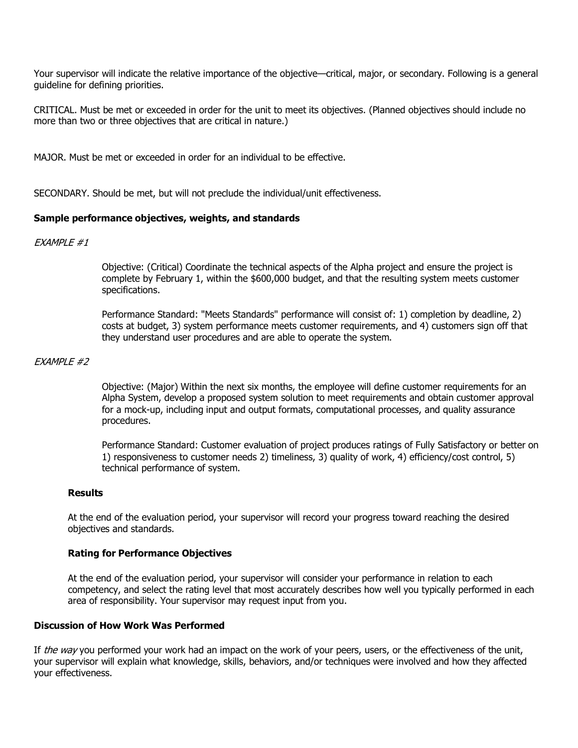Your supervisor will indicate the relative importance of the objective—critical, major, or secondary. Following is a general guideline for defining priorities.

CRITICAL. Must be met or exceeded in order for the unit to meet its objectives. (Planned objectives should include no more than two or three objectives that are critical in nature.)

MAJOR. Must be met or exceeded in order for an individual to be effective.

SECONDARY. Should be met, but will not preclude the individual/unit effectiveness.

**Sample performance objectives, weights, and standards**

*EXAMPLE #1*

> Objective: (Critical) Coordinate the technical aspects of the Alpha project and ensure the project is complete by February 1, within the $600,000 budget, and that the resulting system meets customer specifications.
>
> Performance Standard: "Meets Standards" performance will consist of: 1) completion by deadline, 2) costs at budget, 3) system performance meets customer requirements, and 4) customers sign off that they understand user procedures and are able to operate the system.

*EXAMPLE #2*

> Objective: (Major) Within the next six months, the employee will define customer requirements for an Alpha System, develop a proposed system solution to meet requirements and obtain customer approval for a mock-up, including input and output formats, computational processes, and quality assurance procedures.
>
> Performance Standard: Customer evaluation of project produces ratings of Fully Satisfactory or better on 1) responsiveness to customer needs 2) timeliness, 3) quality of work, 4) efficiency/cost control, 5) technical performance of system.

**Results**

At the end of the evaluation period, your supervisor will record your progress toward reaching the desired objectives and standards.

**Rating for Performance Objectives**

At the end of the evaluation period, your supervisor will consider your performance in relation to each competency, and select the rating level that most accurately describes how well you typically performed in each area of responsibility. Your supervisor may request input from you.

**Discussion of How Work Was Performed**

If *the way* you performed your work had an impact on the work of your peers, users, or the effectiveness of the unit, your supervisor will explain what knowledge, skills, behaviors, and/or techniques were involved and how they affected your effectiveness.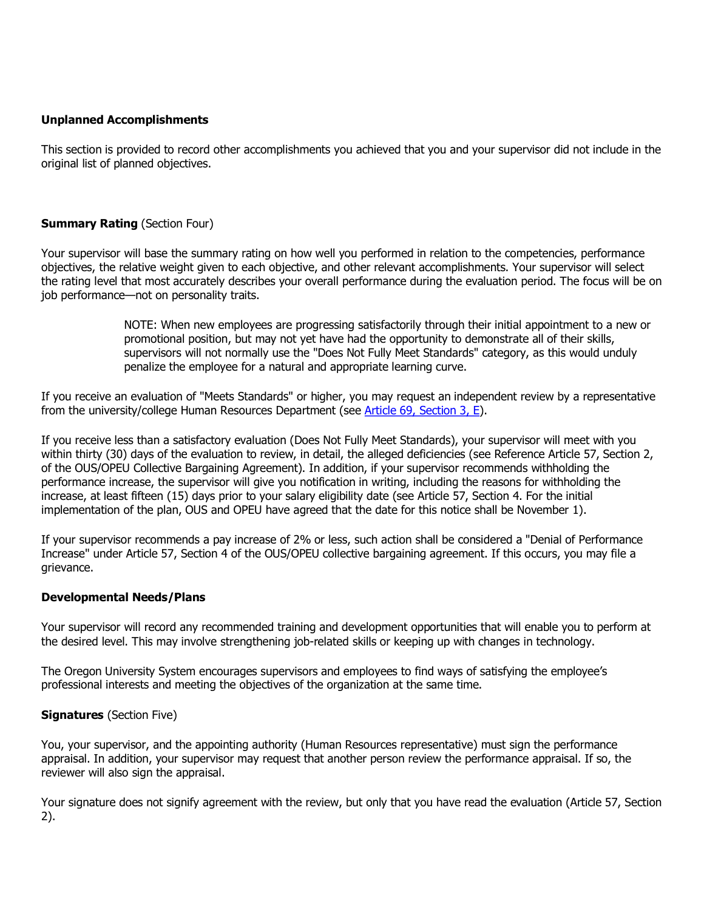**Unplanned Accomplishments**

This section is provided to record other accomplishments you achieved that you and your supervisor did not include in the original list of planned objectives.

**Summary Rating** (Section Four)

Your supervisor will base the summary rating on how well you performed in relation to the competencies, performance objectives, the relative weight given to each objective, and other relevant accomplishments. Your supervisor will select the rating level that most accurately describes your overall performance during the evaluation period. The focus will be on job performance—not on personality traits.

> NOTE: When new employees are progressing satisfactorily through their initial appointment to a new or promotional position, but may not yet have had the opportunity to demonstrate all of their skills, supervisors will not normally use the "Does Not Fully Meet Standards" category, as this would unduly penalize the employee for a natural and appropriate learning curve.

If you receive an evaluation of "Meets Standards" or higher, you may request an independent review by a representative from the university/college Human Resources Department (see Article 69, Section 3, E).

If you receive less than a satisfactory evaluation (Does Not Fully Meet Standards), your supervisor will meet with you within thirty (30) days of the evaluation to review, in detail, the alleged deficiencies (see Reference Article 57, Section 2, of the OUS/OPEU Collective Bargaining Agreement). In addition, if your supervisor recommends withholding the performance increase, the supervisor will give you notification in writing, including the reasons for withholding the increase, at least fifteen (15) days prior to your salary eligibility date (see Article 57, Section 4. For the initial implementation of the plan, OUS and OPEU have agreed that the date for this notice shall be November 1).

If your supervisor recommends a pay increase of 2% or less, such action shall be considered a "Denial of Performance Increase" under Article 57, Section 4 of the OUS/OPEU collective bargaining agreement. If this occurs, you may file a grievance.

**Developmental Needs/Plans**

Your supervisor will record any recommended training and development opportunities that will enable you to perform at the desired level. This may involve strengthening job-related skills or keeping up with changes in technology.

The Oregon University System encourages supervisors and employees to find ways of satisfying the employee's professional interests and meeting the objectives of the organization at the same time.

**Signatures** (Section Five)

You, your supervisor, and the appointing authority (Human Resources representative) must sign the performance appraisal. In addition, your supervisor may request that another person review the performance appraisal. If so, the reviewer will also sign the appraisal.

Your signature does not signify agreement with the review, but only that you have read the evaluation (Article 57, Section 2).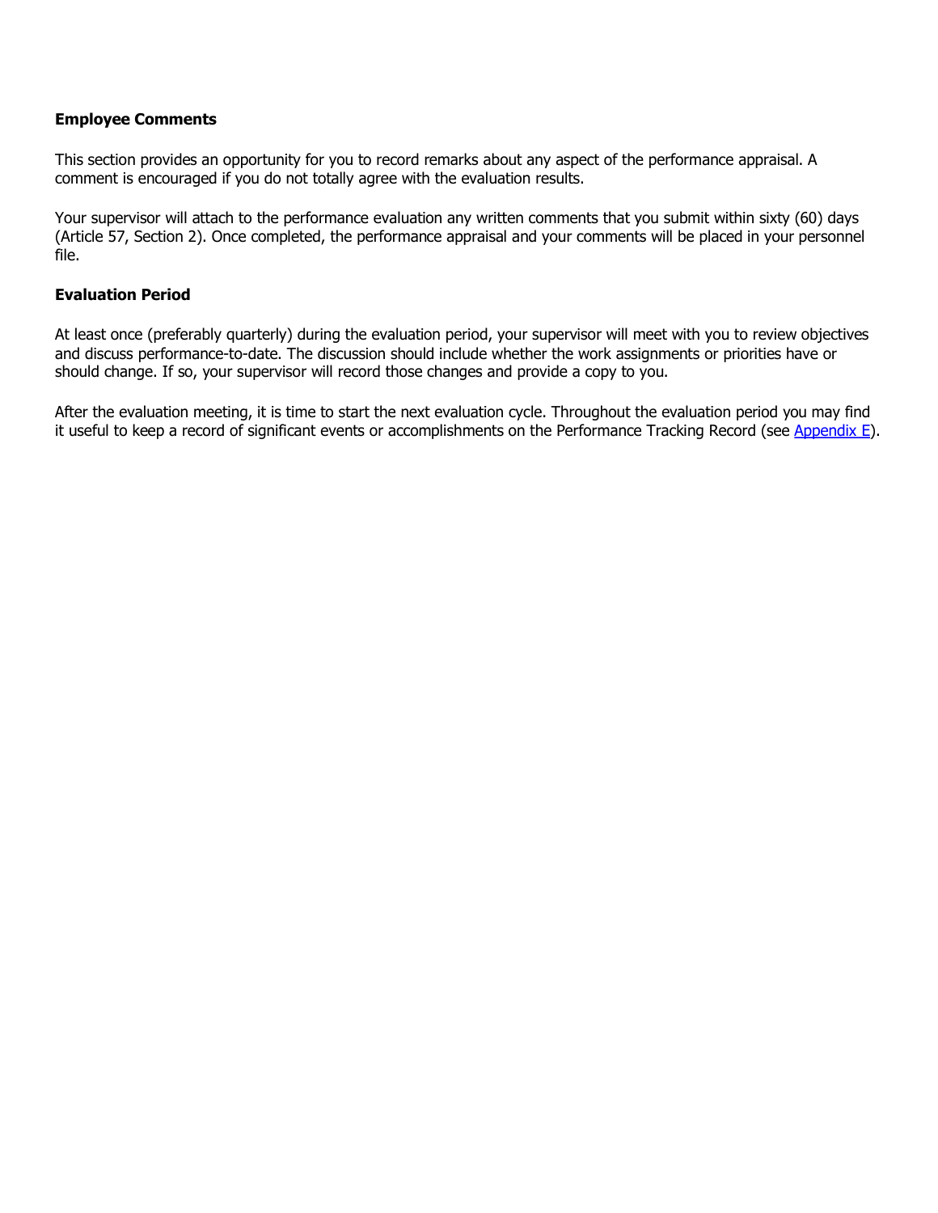**Employee Comments**

This section provides an opportunity for you to record remarks about any aspect of the performance appraisal. A comment is encouraged if you do not totally agree with the evaluation results.

Your supervisor will attach to the performance evaluation any written comments that you submit within sixty (60) days (Article 57, Section 2). Once completed, the performance appraisal and your comments will be placed in your personnel file.

**Evaluation Period**

At least once (preferably quarterly) during the evaluation period, your supervisor will meet with you to review objectives and discuss performance-to-date. The discussion should include whether the work assignments or priorities have or should change. If so, your supervisor will record those changes and provide a copy to you.

After the evaluation meeting, it is time to start the next evaluation cycle. Throughout the evaluation period you may find it useful to keep a record of significant events or accomplishments on the Performance Tracking Record (see Appendix E).